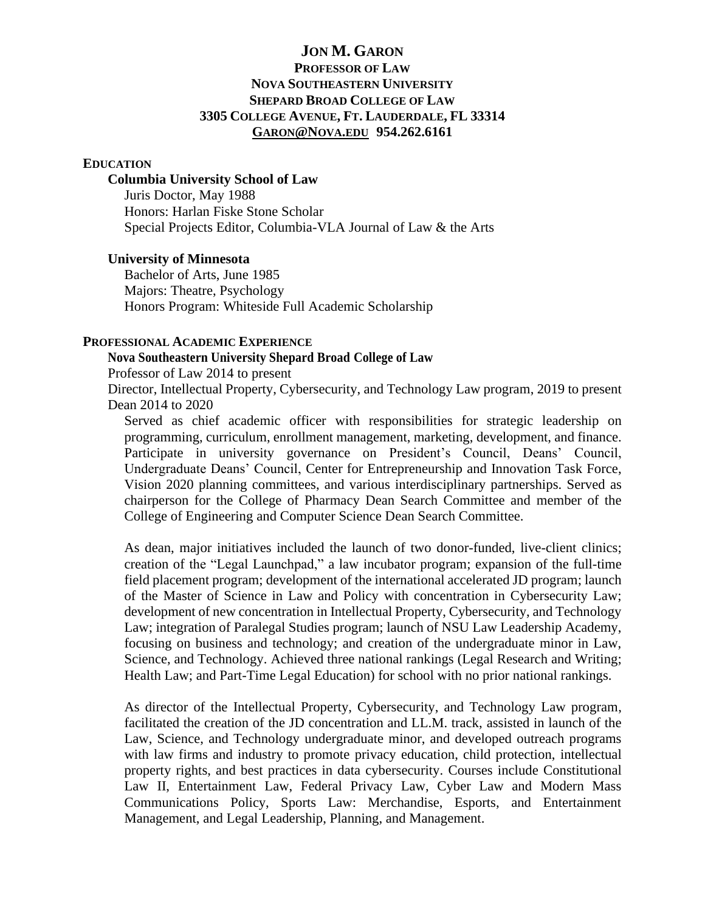# Jon M. Garon

**Professor of Law**
**Nova Southeastern University**
**Shepard Broad College of Law**
**3305 College Avenue, Ft. Lauderdale, FL 33314**
**Garon@Nova.edu 954.262.6161**

## Education

**Columbia University School of Law**
Juris Doctor, May 1988
Honors: Harlan Fiske Stone Scholar
Special Projects Editor, Columbia-VLA Journal of Law & the Arts

**University of Minnesota**
Bachelor of Arts, June 1985
Majors: Theatre, Psychology
Honors Program: Whiteside Full Academic Scholarship

## Professional Academic Experience

**Nova Southeastern University Shepard Broad College of Law**
Professor of Law 2014 to present
Director, Intellectual Property, Cybersecurity, and Technology Law program, 2019 to present
Dean 2014 to 2020

Served as chief academic officer with responsibilities for strategic leadership on programming, curriculum, enrollment management, marketing, development, and finance. Participate in university governance on President's Council, Deans' Council, Undergraduate Deans' Council, Center for Entrepreneurship and Innovation Task Force, Vision 2020 planning committees, and various interdisciplinary partnerships. Served as chairperson for the College of Pharmacy Dean Search Committee and member of the College of Engineering and Computer Science Dean Search Committee.

As dean, major initiatives included the launch of two donor-funded, live-client clinics; creation of the "Legal Launchpad," a law incubator program; expansion of the full-time field placement program; development of the international accelerated JD program; launch of the Master of Science in Law and Policy with concentration in Cybersecurity Law; development of new concentration in Intellectual Property, Cybersecurity, and Technology Law; integration of Paralegal Studies program; launch of NSU Law Leadership Academy, focusing on business and technology; and creation of the undergraduate minor in Law, Science, and Technology. Achieved three national rankings (Legal Research and Writing; Health Law; and Part-Time Legal Education) for school with no prior national rankings.

As director of the Intellectual Property, Cybersecurity, and Technology Law program, facilitated the creation of the JD concentration and LL.M. track, assisted in launch of the Law, Science, and Technology undergraduate minor, and developed outreach programs with law firms and industry to promote privacy education, child protection, intellectual property rights, and best practices in data cybersecurity. Courses include Constitutional Law II, Entertainment Law, Federal Privacy Law, Cyber Law and Modern Mass Communications Policy, Sports Law: Merchandise, Esports, and Entertainment Management, and Legal Leadership, Planning, and Management.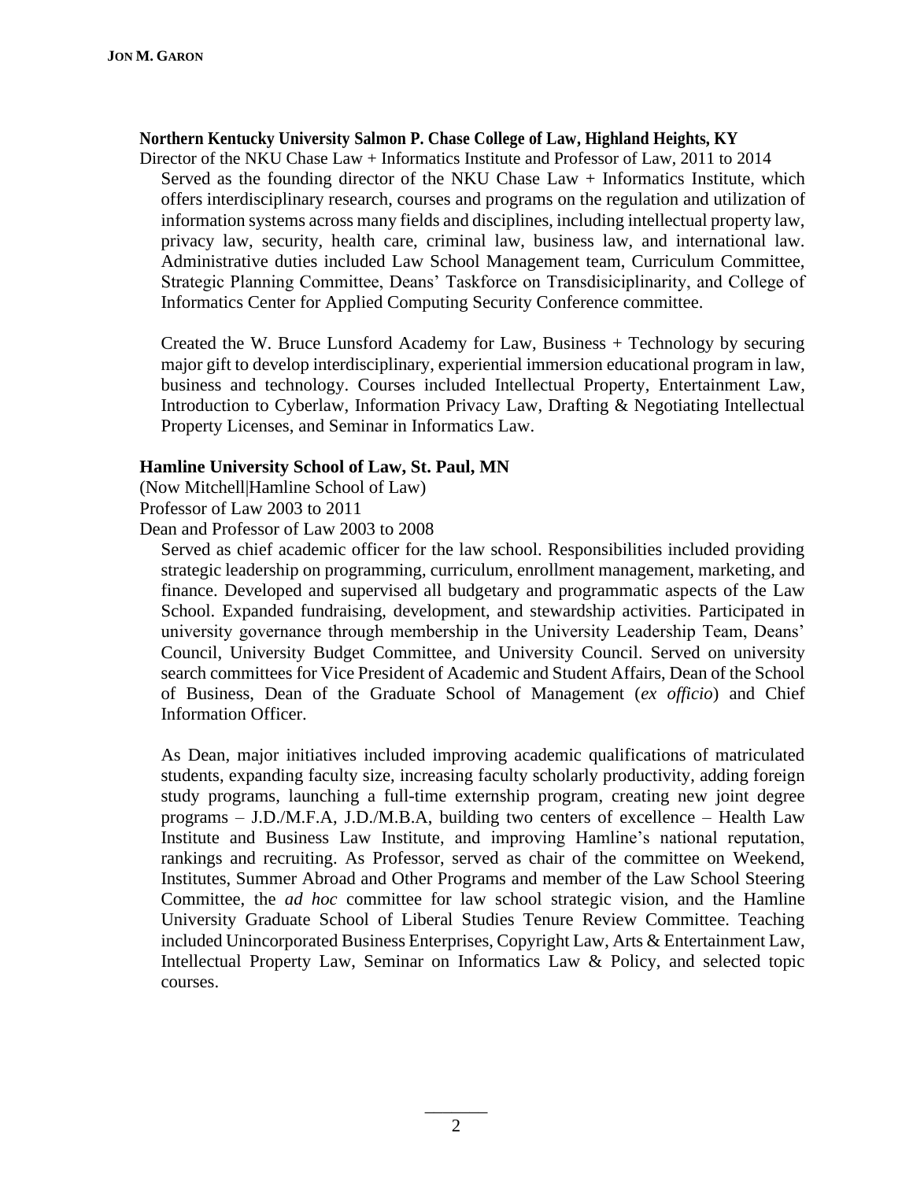**Northern Kentucky University Salmon P. Chase College of Law, Highland Heights, KY**

Director of the NKU Chase Law + Informatics Institute and Professor of Law, 2011 to 2014

Served as the founding director of the NKU Chase Law + Informatics Institute, which offers interdisciplinary research, courses and programs on the regulation and utilization of information systems across many fields and disciplines, including intellectual property law, privacy law, security, health care, criminal law, business law, and international law. Administrative duties included Law School Management team, Curriculum Committee, Strategic Planning Committee, Deans' Taskforce on Transdisiciplinarity, and College of Informatics Center for Applied Computing Security Conference committee.

Created the W. Bruce Lunsford Academy for Law, Business + Technology by securing major gift to develop interdisciplinary, experiential immersion educational program in law, business and technology. Courses included Intellectual Property, Entertainment Law, Introduction to Cyberlaw, Information Privacy Law, Drafting & Negotiating Intellectual Property Licenses, and Seminar in Informatics Law.

**Hamline University School of Law, St. Paul, MN**

(Now Mitchell|Hamline School of Law)

Professor of Law 2003 to 2011

Dean and Professor of Law 2003 to 2008

Served as chief academic officer for the law school. Responsibilities included providing strategic leadership on programming, curriculum, enrollment management, marketing, and finance. Developed and supervised all budgetary and programmatic aspects of the Law School. Expanded fundraising, development, and stewardship activities. Participated in university governance through membership in the University Leadership Team, Deans' Council, University Budget Committee, and University Council. Served on university search committees for Vice President of Academic and Student Affairs, Dean of the School of Business, Dean of the Graduate School of Management (*ex officio*) and Chief Information Officer.

As Dean, major initiatives included improving academic qualifications of matriculated students, expanding faculty size, increasing faculty scholarly productivity, adding foreign study programs, launching a full-time externship program, creating new joint degree programs – J.D./M.F.A, J.D./M.B.A, building two centers of excellence – Health Law Institute and Business Law Institute, and improving Hamline's national reputation, rankings and recruiting. As Professor, served as chair of the committee on Weekend, Institutes, Summer Abroad and Other Programs and member of the Law School Steering Committee, the *ad hoc* committee for law school strategic vision, and the Hamline University Graduate School of Liberal Studies Tenure Review Committee. Teaching included Unincorporated Business Enterprises, Copyright Law, Arts & Entertainment Law, Intellectual Property Law, Seminar on Informatics Law & Policy, and selected topic courses.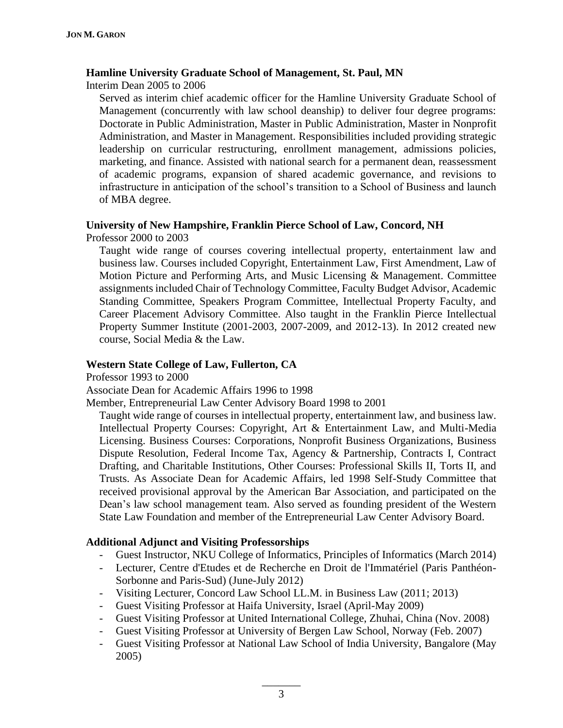**Hamline University Graduate School of Management, St. Paul, MN**

Interim Dean 2005 to 2006

Served as interim chief academic officer for the Hamline University Graduate School of Management (concurrently with law school deanship) to deliver four degree programs: Doctorate in Public Administration, Master in Public Administration, Master in Nonprofit Administration, and Master in Management. Responsibilities included providing strategic leadership on curricular restructuring, enrollment management, admissions policies, marketing, and finance. Assisted with national search for a permanent dean, reassessment of academic programs, expansion of shared academic governance, and revisions to infrastructure in anticipation of the school's transition to a School of Business and launch of MBA degree.

**University of New Hampshire, Franklin Pierce School of Law, Concord, NH**

Professor 2000 to 2003

Taught wide range of courses covering intellectual property, entertainment law and business law. Courses included Copyright, Entertainment Law, First Amendment, Law of Motion Picture and Performing Arts, and Music Licensing & Management. Committee assignments included Chair of Technology Committee, Faculty Budget Advisor, Academic Standing Committee, Speakers Program Committee, Intellectual Property Faculty, and Career Placement Advisory Committee. Also taught in the Franklin Pierce Intellectual Property Summer Institute (2001-2003, 2007-2009, and 2012-13). In 2012 created new course, Social Media & the Law.

**Western State College of Law, Fullerton, CA**

Professor 1993 to 2000

Associate Dean for Academic Affairs 1996 to 1998

Member, Entrepreneurial Law Center Advisory Board 1998 to 2001

Taught wide range of courses in intellectual property, entertainment law, and business law. Intellectual Property Courses: Copyright, Art & Entertainment Law, and Multi-Media Licensing. Business Courses: Corporations, Nonprofit Business Organizations, Business Dispute Resolution, Federal Income Tax, Agency & Partnership, Contracts I, Contract Drafting, and Charitable Institutions, Other Courses: Professional Skills II, Torts II, and Trusts. As Associate Dean for Academic Affairs, led 1998 Self-Study Committee that received provisional approval by the American Bar Association, and participated on the Dean's law school management team. Also served as founding president of the Western State Law Foundation and member of the Entrepreneurial Law Center Advisory Board.

**Additional Adjunct and Visiting Professorships**

- Guest Instructor, NKU College of Informatics, Principles of Informatics (March 2014)
- Lecturer, Centre d'Etudes et de Recherche en Droit de l'Immatériel (Paris Panthéon-Sorbonne and Paris-Sud) (June-July 2012)
- Visiting Lecturer, Concord Law School LL.M. in Business Law (2011; 2013)
- Guest Visiting Professor at Haifa University, Israel (April-May 2009)
- Guest Visiting Professor at United International College, Zhuhai, China (Nov. 2008)
- Guest Visiting Professor at University of Bergen Law School, Norway (Feb. 2007)
- Guest Visiting Professor at National Law School of India University, Bangalore (May 2005)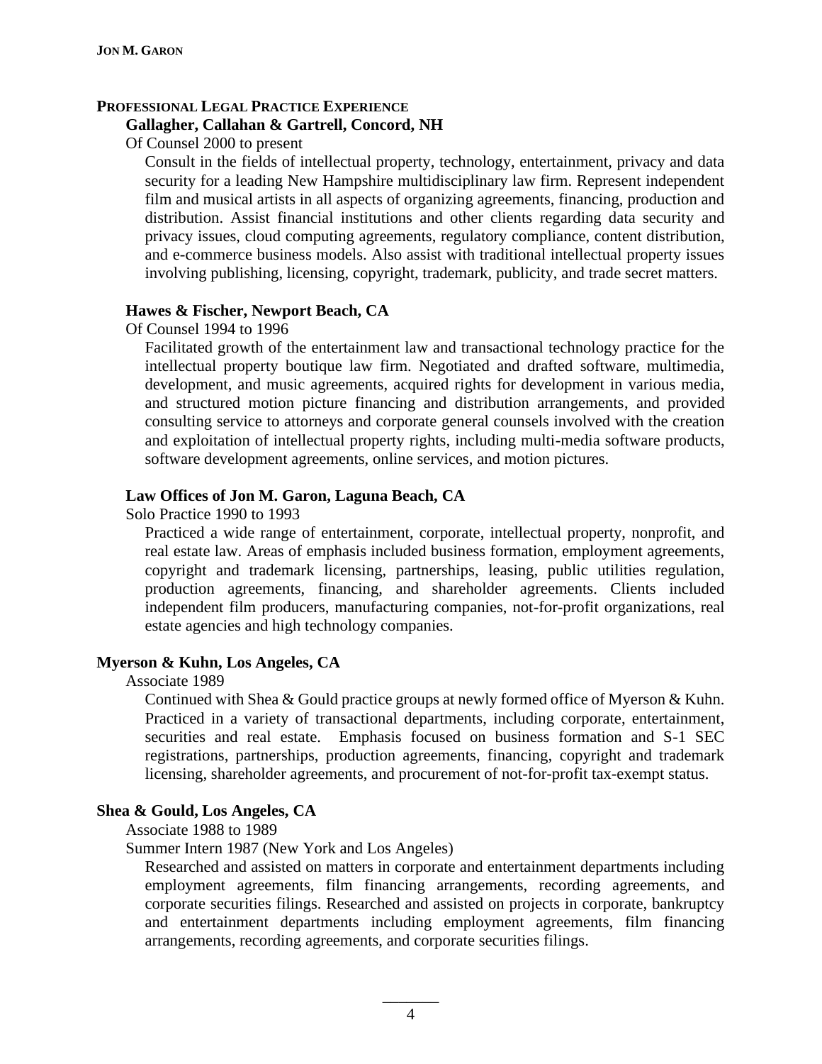## PROFESSIONAL LEGAL PRACTICE EXPERIENCE

### Gallagher, Callahan & Gartrell, Concord, NH

Of Counsel 2000 to present

Consult in the fields of intellectual property, technology, entertainment, privacy and data security for a leading New Hampshire multidisciplinary law firm. Represent independent film and musical artists in all aspects of organizing agreements, financing, production and distribution. Assist financial institutions and other clients regarding data security and privacy issues, cloud computing agreements, regulatory compliance, content distribution, and e-commerce business models. Also assist with traditional intellectual property issues involving publishing, licensing, copyright, trademark, publicity, and trade secret matters.

### Hawes & Fischer, Newport Beach, CA

Of Counsel 1994 to 1996

Facilitated growth of the entertainment law and transactional technology practice for the intellectual property boutique law firm. Negotiated and drafted software, multimedia, development, and music agreements, acquired rights for development in various media, and structured motion picture financing and distribution arrangements, and provided consulting service to attorneys and corporate general counsels involved with the creation and exploitation of intellectual property rights, including multi-media software products, software development agreements, online services, and motion pictures.

### Law Offices of Jon M. Garon, Laguna Beach, CA

Solo Practice 1990 to 1993

Practiced a wide range of entertainment, corporate, intellectual property, nonprofit, and real estate law. Areas of emphasis included business formation, employment agreements, copyright and trademark licensing, partnerships, leasing, public utilities regulation, production agreements, financing, and shareholder agreements. Clients included independent film producers, manufacturing companies, not-for-profit organizations, real estate agencies and high technology companies.

### Myerson & Kuhn, Los Angeles, CA

Associate 1989

Continued with Shea & Gould practice groups at newly formed office of Myerson & Kuhn. Practiced in a variety of transactional departments, including corporate, entertainment, securities and real estate. Emphasis focused on business formation and S-1 SEC registrations, partnerships, production agreements, financing, copyright and trademark licensing, shareholder agreements, and procurement of not-for-profit tax-exempt status.

### Shea & Gould, Los Angeles, CA

Associate 1988 to 1989

Summer Intern 1987 (New York and Los Angeles)

Researched and assisted on matters in corporate and entertainment departments including employment agreements, film financing arrangements, recording agreements, and corporate securities filings. Researched and assisted on projects in corporate, bankruptcy and entertainment departments including employment agreements, film financing arrangements, recording agreements, and corporate securities filings.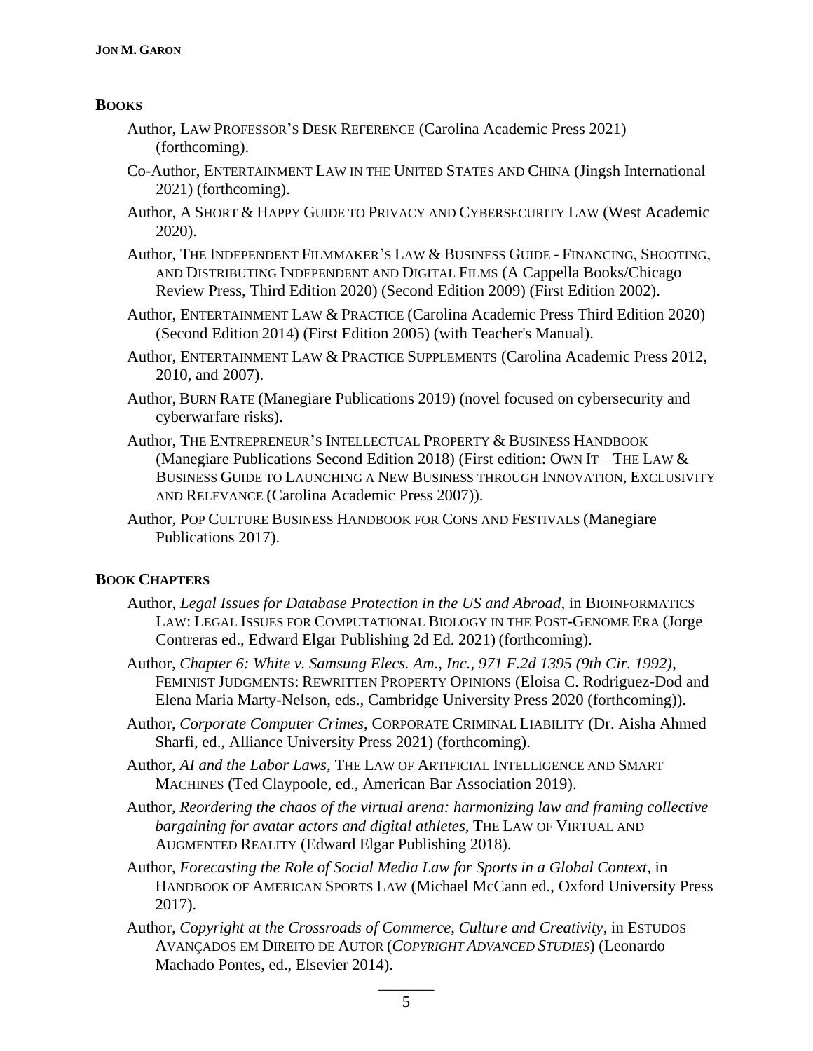## BOOKS

- Author, LAW PROFESSOR'S DESK REFERENCE (Carolina Academic Press 2021) (forthcoming).
- Co-Author, ENTERTAINMENT LAW IN THE UNITED STATES AND CHINA (Jingsh International 2021) (forthcoming).
- Author, A SHORT & HAPPY GUIDE TO PRIVACY AND CYBERSECURITY LAW (West Academic 2020).
- Author, THE INDEPENDENT FILMMAKER'S LAW & BUSINESS GUIDE - FINANCING, SHOOTING, AND DISTRIBUTING INDEPENDENT AND DIGITAL FILMS (A Cappella Books/Chicago Review Press, Third Edition 2020) (Second Edition 2009) (First Edition 2002).
- Author, ENTERTAINMENT LAW & PRACTICE (Carolina Academic Press Third Edition 2020) (Second Edition 2014) (First Edition 2005) (with Teacher's Manual).
- Author, ENTERTAINMENT LAW & PRACTICE SUPPLEMENTS (Carolina Academic Press 2012, 2010, and 2007).
- Author, BURN RATE (Manegiare Publications 2019) (novel focused on cybersecurity and cyberwarfare risks).
- Author, THE ENTREPRENEUR'S INTELLECTUAL PROPERTY & BUSINESS HANDBOOK (Manegiare Publications Second Edition 2018) (First edition: OWN IT – THE LAW & BUSINESS GUIDE TO LAUNCHING A NEW BUSINESS THROUGH INNOVATION, EXCLUSIVITY AND RELEVANCE (Carolina Academic Press 2007)).
- Author, POP CULTURE BUSINESS HANDBOOK FOR CONS AND FESTIVALS (Manegiare Publications 2017).

## BOOK CHAPTERS

- Author, *Legal Issues for Database Protection in the US and Abroad*, in BIOINFORMATICS LAW: LEGAL ISSUES FOR COMPUTATIONAL BIOLOGY IN THE POST-GENOME ERA (Jorge Contreras ed., Edward Elgar Publishing 2d Ed. 2021) (forthcoming).
- Author, *Chapter 6: White v. Samsung Elecs. Am., Inc., 971 F.2d 1395 (9th Cir. 1992)*, FEMINIST JUDGMENTS: REWRITTEN PROPERTY OPINIONS (Eloisa C. Rodriguez-Dod and Elena Maria Marty-Nelson, eds., Cambridge University Press 2020 (forthcoming)).
- Author, *Corporate Computer Crimes*, CORPORATE CRIMINAL LIABILITY (Dr. Aisha Ahmed Sharfi, ed., Alliance University Press 2021) (forthcoming).
- Author, *AI and the Labor Laws*, THE LAW OF ARTIFICIAL INTELLIGENCE AND SMART MACHINES (Ted Claypoole, ed., American Bar Association 2019).
- Author, *Reordering the chaos of the virtual arena: harmonizing law and framing collective bargaining for avatar actors and digital athletes*, THE LAW OF VIRTUAL AND AUGMENTED REALITY (Edward Elgar Publishing 2018).
- Author, *Forecasting the Role of Social Media Law for Sports in a Global Context*, in HANDBOOK OF AMERICAN SPORTS LAW (Michael McCann ed., Oxford University Press 2017).
- Author, *Copyright at the Crossroads of Commerce, Culture and Creativity*, in ESTUDOS AVANÇADOS EM DIREITO DE AUTOR (*COPYRIGHT ADVANCED STUDIES*) (Leonardo Machado Pontes, ed., Elsevier 2014).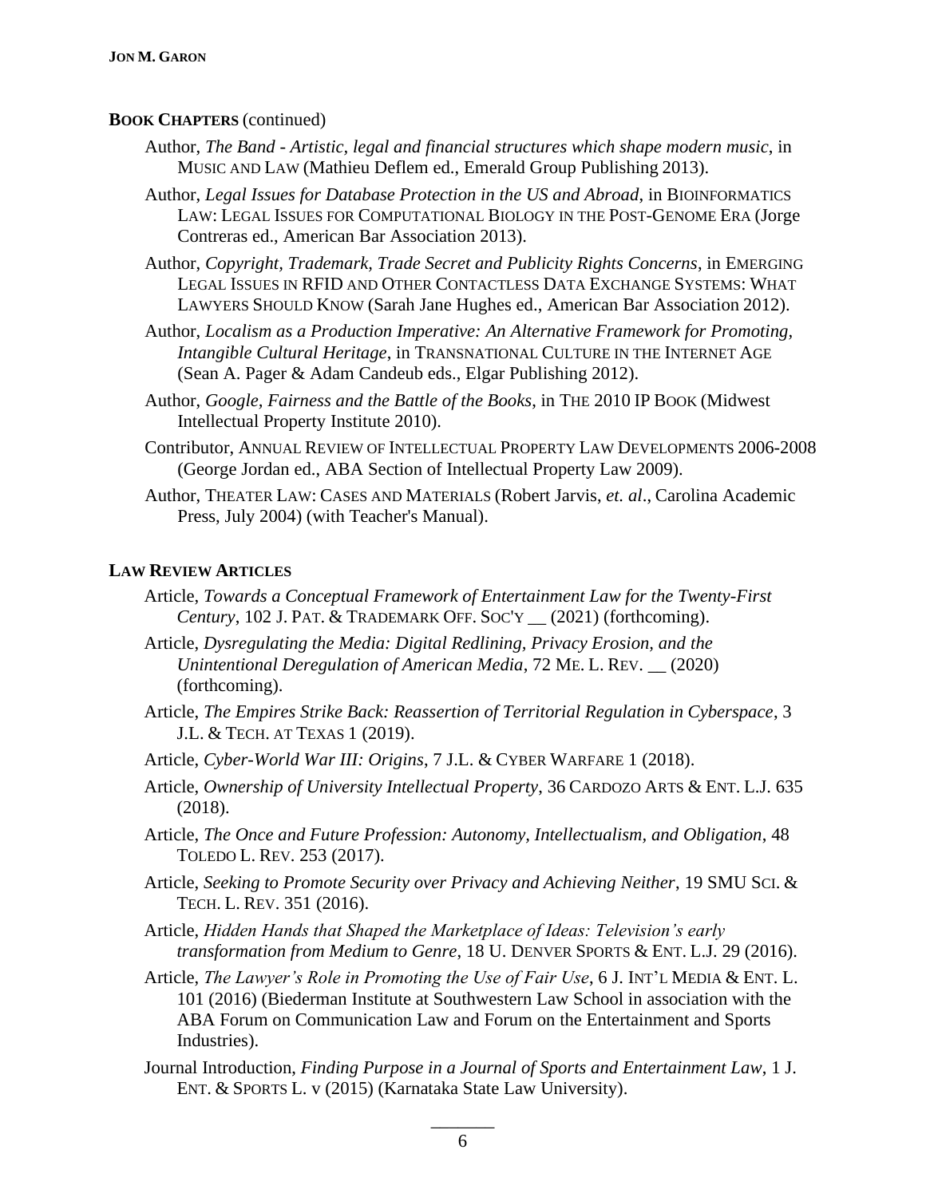**BOOK CHAPTERS** (continued)

Author, *The Band - Artistic, legal and financial structures which shape modern music*, in MUSIC AND LAW (Mathieu Deflem ed., Emerald Group Publishing 2013).

Author, *Legal Issues for Database Protection in the US and Abroad*, in BIOINFORMATICS LAW: LEGAL ISSUES FOR COMPUTATIONAL BIOLOGY IN THE POST-GENOME ERA (Jorge Contreras ed., American Bar Association 2013).

Author, *Copyright, Trademark, Trade Secret and Publicity Rights Concerns*, in EMERGING LEGAL ISSUES IN RFID AND OTHER CONTACTLESS DATA EXCHANGE SYSTEMS: WHAT LAWYERS SHOULD KNOW (Sarah Jane Hughes ed., American Bar Association 2012).

Author, *Localism as a Production Imperative: An Alternative Framework for Promoting, Intangible Cultural Heritage*, in TRANSNATIONAL CULTURE IN THE INTERNET AGE (Sean A. Pager & Adam Candeub eds., Elgar Publishing 2012).

Author, *Google, Fairness and the Battle of the Books*, in THE 2010 IP BOOK (Midwest Intellectual Property Institute 2010).

Contributor, ANNUAL REVIEW OF INTELLECTUAL PROPERTY LAW DEVELOPMENTS 2006-2008 (George Jordan ed., ABA Section of Intellectual Property Law 2009).

Author, THEATER LAW: CASES AND MATERIALS (Robert Jarvis, *et. al*., Carolina Academic Press, July 2004) (with Teacher's Manual).

**LAW REVIEW ARTICLES**

Article, *Towards a Conceptual Framework of Entertainment Law for the Twenty-First Century*, 102 J. PAT. & TRADEMARK OFF. SOC'Y __ (2021) (forthcoming).

Article, *Dysregulating the Media: Digital Redlining, Privacy Erosion, and the Unintentional Deregulation of American Media*, 72 ME. L. REV. __ (2020) (forthcoming).

Article, *The Empires Strike Back: Reassertion of Territorial Regulation in Cyberspace*, 3 J.L. & TECH. AT TEXAS 1 (2019).

Article, *Cyber-World War III: Origins*, 7 J.L. & CYBER WARFARE 1 (2018).

Article, *Ownership of University Intellectual Property*, 36 CARDOZO ARTS & ENT. L.J. 635 (2018).

Article, *The Once and Future Profession: Autonomy, Intellectualism, and Obligation*, 48 TOLEDO L. REV. 253 (2017).

Article, *Seeking to Promote Security over Privacy and Achieving Neither*, 19 SMU SCI. & TECH. L. REV. 351 (2016).

Article, *Hidden Hands that Shaped the Marketplace of Ideas: Television's early transformation from Medium to Genre*, 18 U. DENVER SPORTS & ENT. L.J. 29 (2016).

Article, *The Lawyer's Role in Promoting the Use of Fair Use*, 6 J. INT'L MEDIA & ENT. L. 101 (2016) (Biederman Institute at Southwestern Law School in association with the ABA Forum on Communication Law and Forum on the Entertainment and Sports Industries).

Journal Introduction, *Finding Purpose in a Journal of Sports and Entertainment Law*, 1 J. ENT. & SPORTS L. v (2015) (Karnataka State Law University).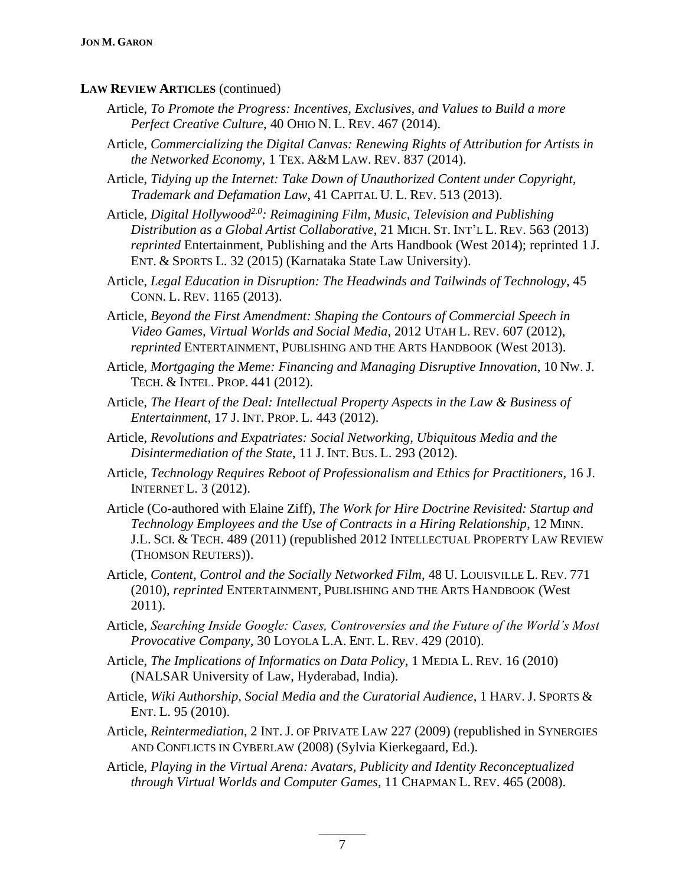**LAW REVIEW ARTICLES** (continued)

- Article, *To Promote the Progress: Incentives, Exclusives, and Values to Build a more Perfect Creative Culture*, 40 OHIO N. L. REV. 467 (2014).
- Article, *Commercializing the Digital Canvas: Renewing Rights of Attribution for Artists in the Networked Economy*, 1 TEX. A&M LAW. REV. 837 (2014).
- Article, *Tidying up the Internet: Take Down of Unauthorized Content under Copyright, Trademark and Defamation Law*, 41 CAPITAL U. L. REV. 513 (2013).
- Article, *Digital Hollywood$^{2.0}$: Reimagining Film, Music, Television and Publishing Distribution as a Global Artist Collaborative*, 21 MICH. ST. INT'L L. REV. 563 (2013) *reprinted* Entertainment, Publishing and the Arts Handbook (West 2014); reprinted 1 J. ENT. & SPORTS L. 32 (2015) (Karnataka State Law University).
- Article, *Legal Education in Disruption: The Headwinds and Tailwinds of Technology*, 45 CONN. L. REV. 1165 (2013).
- Article, *Beyond the First Amendment: Shaping the Contours of Commercial Speech in Video Games, Virtual Worlds and Social Media*, 2012 UTAH L. REV. 607 (2012), *reprinted* ENTERTAINMENT, PUBLISHING AND THE ARTS HANDBOOK (West 2013).
- Article, *Mortgaging the Meme: Financing and Managing Disruptive Innovation*, 10 NW. J. TECH. & INTEL. PROP. 441 (2012).
- Article, *The Heart of the Deal: Intellectual Property Aspects in the Law & Business of Entertainment*, 17 J. INT. PROP. L. 443 (2012).
- Article, *Revolutions and Expatriates: Social Networking, Ubiquitous Media and the Disintermediation of the State*, 11 J. INT. BUS. L. 293 (2012).
- Article, *Technology Requires Reboot of Professionalism and Ethics for Practitioners*, 16 J. INTERNET L. 3 (2012).
- Article (Co-authored with Elaine Ziff), *The Work for Hire Doctrine Revisited: Startup and Technology Employees and the Use of Contracts in a Hiring Relationship*, 12 MINN. J.L. SCI. & TECH. 489 (2011) (republished 2012 INTELLECTUAL PROPERTY LAW REVIEW (THOMSON REUTERS)).
- Article, *Content, Control and the Socially Networked Film*, 48 U. LOUISVILLE L. REV. 771 (2010), *reprinted* ENTERTAINMENT, PUBLISHING AND THE ARTS HANDBOOK (West 2011).
- Article, *Searching Inside Google: Cases, Controversies and the Future of the World's Most Provocative Company*, 30 LOYOLA L.A. ENT. L. REV. 429 (2010).
- Article, *The Implications of Informatics on Data Policy*, 1 MEDIA L. REV. 16 (2010) (NALSAR University of Law, Hyderabad, India).
- Article, *Wiki Authorship, Social Media and the Curatorial Audience*, 1 HARV. J. SPORTS & ENT. L. 95 (2010).
- Article, *Reintermediation*, 2 INT. J. OF PRIVATE LAW 227 (2009) (republished in SYNERGIES AND CONFLICTS IN CYBERLAW (2008) (Sylvia Kierkegaard, Ed.).
- Article, *Playing in the Virtual Arena: Avatars, Publicity and Identity Reconceptualized through Virtual Worlds and Computer Games*, 11 CHAPMAN L. REV. 465 (2008).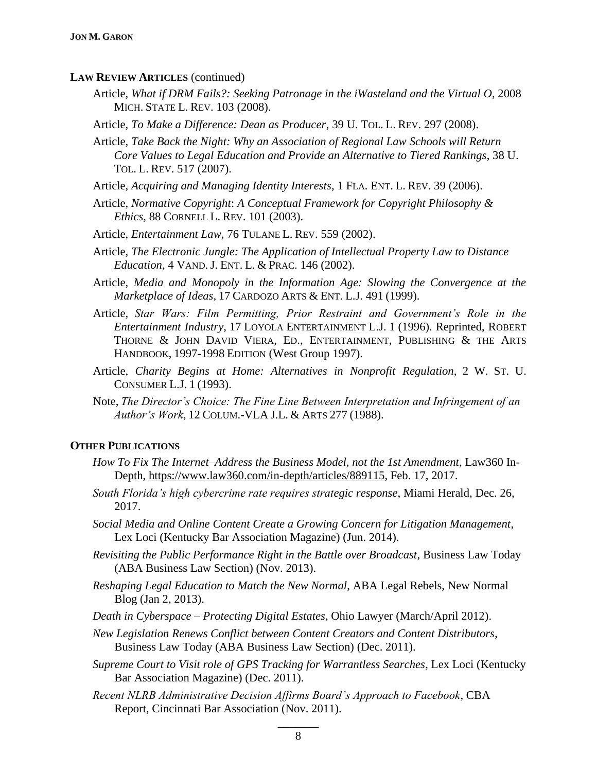**LAW REVIEW ARTICLES** (continued)

- Article, *What if DRM Fails?: Seeking Patronage in the iWasteland and the Virtual O*, 2008 MICH. STATE L. REV. 103 (2008).
- Article, *To Make a Difference: Dean as Producer*, 39 U. TOL. L. REV. 297 (2008).
- Article, *Take Back the Night: Why an Association of Regional Law Schools will Return Core Values to Legal Education and Provide an Alternative to Tiered Rankings*, 38 U. TOL. L. REV. 517 (2007).
- Article, *Acquiring and Managing Identity Interests*, 1 FLA. ENT. L. REV. 39 (2006).
- Article, *Normative Copyright*: *A Conceptual Framework for Copyright Philosophy & Ethics*, 88 CORNELL L. REV. 101 (2003).
- Article, *Entertainment Law*, 76 TULANE L. REV. 559 (2002).
- Article, *The Electronic Jungle: The Application of Intellectual Property Law to Distance Education*, 4 VAND. J. ENT. L. & PRAC. 146 (2002).
- Article, *Media and Monopoly in the Information Age: Slowing the Convergence at the Marketplace of Ideas*, 17 CARDOZO ARTS & ENT. L.J. 491 (1999).
- Article, *Star Wars: Film Permitting, Prior Restraint and Government's Role in the Entertainment Industry*, 17 LOYOLA ENTERTAINMENT L.J. 1 (1996). Reprinted, ROBERT THORNE & JOHN DAVID VIERA, ED., ENTERTAINMENT, PUBLISHING & THE ARTS HANDBOOK, 1997-1998 EDITION (West Group 1997).
- Article, *Charity Begins at Home: Alternatives in Nonprofit Regulation*, 2 W. ST. U. CONSUMER L.J. 1 (1993).
- Note, *The Director's Choice: The Fine Line Between Interpretation and Infringement of an Author's Work*, 12 COLUM.-VLA J.L. & ARTS 277 (1988).

**OTHER PUBLICATIONS**

- *How To Fix The Internet–Address the Business Model, not the 1st Amendment*, Law360 In-Depth, https://www.law360.com/in-depth/articles/889115, Feb. 17, 2017.
- *South Florida's high cybercrime rate requires strategic response*, Miami Herald, Dec. 26, 2017.
- *Social Media and Online Content Create a Growing Concern for Litigation Management*, Lex Loci (Kentucky Bar Association Magazine) (Jun. 2014).
- *Revisiting the Public Performance Right in the Battle over Broadcast*, Business Law Today (ABA Business Law Section) (Nov. 2013).
- *Reshaping Legal Education to Match the New Normal*, ABA Legal Rebels, New Normal Blog (Jan 2, 2013).
- *Death in Cyberspace – Protecting Digital Estates*, Ohio Lawyer (March/April 2012).
- *New Legislation Renews Conflict between Content Creators and Content Distributors*, Business Law Today (ABA Business Law Section) (Dec. 2011).
- *Supreme Court to Visit role of GPS Tracking for Warrantless Searches*, Lex Loci (Kentucky Bar Association Magazine) (Dec. 2011).
- *Recent NLRB Administrative Decision Affirms Board's Approach to Facebook*, CBA Report, Cincinnati Bar Association (Nov. 2011).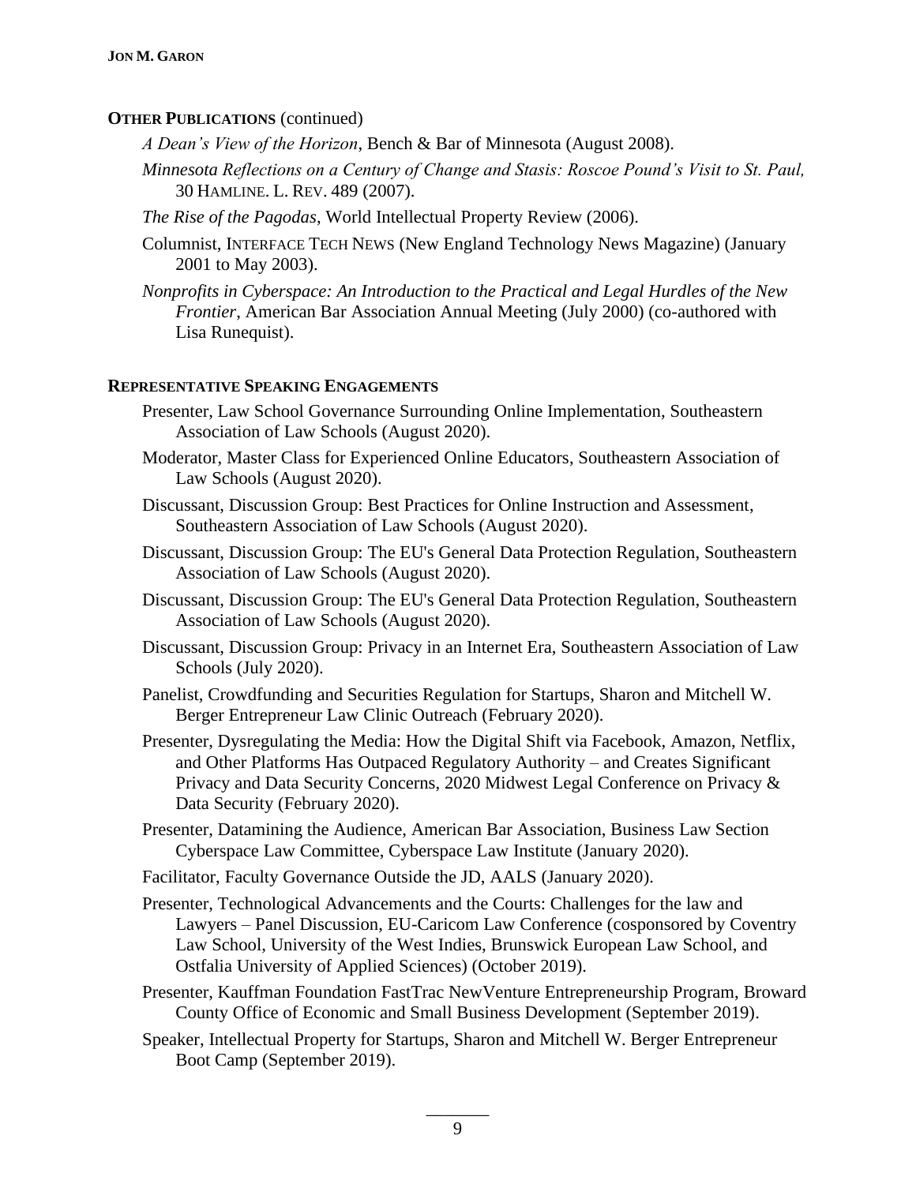**OTHER PUBLICATIONS** (continued)

*A Dean's View of the Horizon*, Bench & Bar of Minnesota (August 2008).

*Minnesota Reflections on a Century of Change and Stasis: Roscoe Pound's Visit to St. Paul,* 30 HAMLINE. L. REV. 489 (2007).

*The Rise of the Pagodas*, World Intellectual Property Review (2006).

Columnist, INTERFACE TECH NEWS (New England Technology News Magazine) (January 2001 to May 2003).

*Nonprofits in Cyberspace: An Introduction to the Practical and Legal Hurdles of the New Frontier*, American Bar Association Annual Meeting (July 2000) (co-authored with Lisa Runequist).

**REPRESENTATIVE SPEAKING ENGAGEMENTS**

Presenter, Law School Governance Surrounding Online Implementation, Southeastern Association of Law Schools (August 2020).

Moderator, Master Class for Experienced Online Educators, Southeastern Association of Law Schools (August 2020).

Discussant, Discussion Group: Best Practices for Online Instruction and Assessment, Southeastern Association of Law Schools (August 2020).

Discussant, Discussion Group: The EU's General Data Protection Regulation, Southeastern Association of Law Schools (August 2020).

Discussant, Discussion Group: The EU's General Data Protection Regulation, Southeastern Association of Law Schools (August 2020).

Discussant, Discussion Group: Privacy in an Internet Era, Southeastern Association of Law Schools (July 2020).

Panelist, Crowdfunding and Securities Regulation for Startups, Sharon and Mitchell W. Berger Entrepreneur Law Clinic Outreach (February 2020).

Presenter, Dysregulating the Media: How the Digital Shift via Facebook, Amazon, Netflix, and Other Platforms Has Outpaced Regulatory Authority – and Creates Significant Privacy and Data Security Concerns, 2020 Midwest Legal Conference on Privacy & Data Security (February 2020).

Presenter, Datamining the Audience, American Bar Association, Business Law Section Cyberspace Law Committee, Cyberspace Law Institute (January 2020).

Facilitator, Faculty Governance Outside the JD, AALS (January 2020).

Presenter, Technological Advancements and the Courts: Challenges for the law and Lawyers – Panel Discussion, EU-Caricom Law Conference (cosponsored by Coventry Law School, University of the West Indies, Brunswick European Law School, and Ostfalia University of Applied Sciences) (October 2019).

Presenter, Kauffman Foundation FastTrac NewVenture Entrepreneurship Program, Broward County Office of Economic and Small Business Development (September 2019).

Speaker, Intellectual Property for Startups, Sharon and Mitchell W. Berger Entrepreneur Boot Camp (September 2019).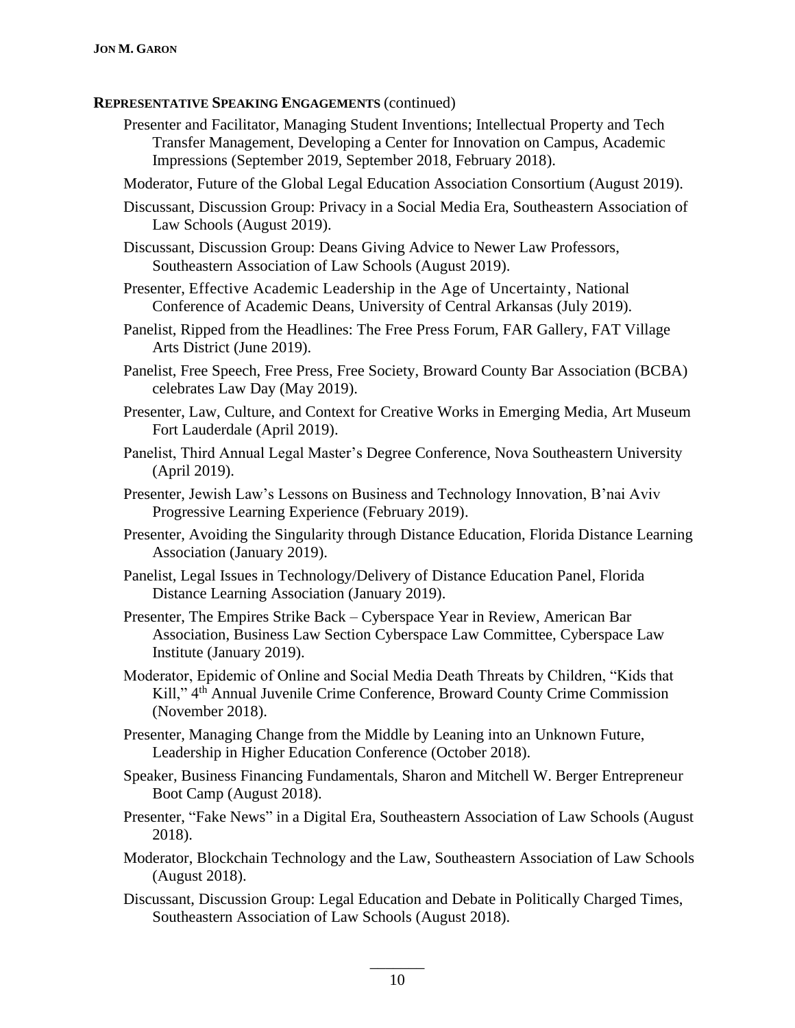**REPRESENTATIVE SPEAKING ENGAGEMENTS** (continued)

Presenter and Facilitator, Managing Student Inventions; Intellectual Property and Tech Transfer Management, Developing a Center for Innovation on Campus, Academic Impressions (September 2019, September 2018, February 2018).

Moderator, Future of the Global Legal Education Association Consortium (August 2019).

Discussant, Discussion Group: Privacy in a Social Media Era, Southeastern Association of Law Schools (August 2019).

Discussant, Discussion Group: Deans Giving Advice to Newer Law Professors, Southeastern Association of Law Schools (August 2019).

Presenter, Effective Academic Leadership in the Age of Uncertainty, National Conference of Academic Deans, University of Central Arkansas (July 2019).

Panelist, Ripped from the Headlines: The Free Press Forum, FAR Gallery, FAT Village Arts District (June 2019).

Panelist, Free Speech, Free Press, Free Society, Broward County Bar Association (BCBA) celebrates Law Day (May 2019).

Presenter, Law, Culture, and Context for Creative Works in Emerging Media, Art Museum Fort Lauderdale (April 2019).

Panelist, Third Annual Legal Master's Degree Conference, Nova Southeastern University (April 2019).

Presenter, Jewish Law's Lessons on Business and Technology Innovation, B'nai Aviv Progressive Learning Experience (February 2019).

Presenter, Avoiding the Singularity through Distance Education, Florida Distance Learning Association (January 2019).

Panelist, Legal Issues in Technology/Delivery of Distance Education Panel, Florida Distance Learning Association (January 2019).

Presenter, The Empires Strike Back – Cyberspace Year in Review, American Bar Association, Business Law Section Cyberspace Law Committee, Cyberspace Law Institute (January 2019).

Moderator, Epidemic of Online and Social Media Death Threats by Children, "Kids that Kill," 4th Annual Juvenile Crime Conference, Broward County Crime Commission (November 2018).

Presenter, Managing Change from the Middle by Leaning into an Unknown Future, Leadership in Higher Education Conference (October 2018).

Speaker, Business Financing Fundamentals, Sharon and Mitchell W. Berger Entrepreneur Boot Camp (August 2018).

Presenter, "Fake News" in a Digital Era, Southeastern Association of Law Schools (August 2018).

Moderator, Blockchain Technology and the Law, Southeastern Association of Law Schools (August 2018).

Discussant, Discussion Group: Legal Education and Debate in Politically Charged Times, Southeastern Association of Law Schools (August 2018).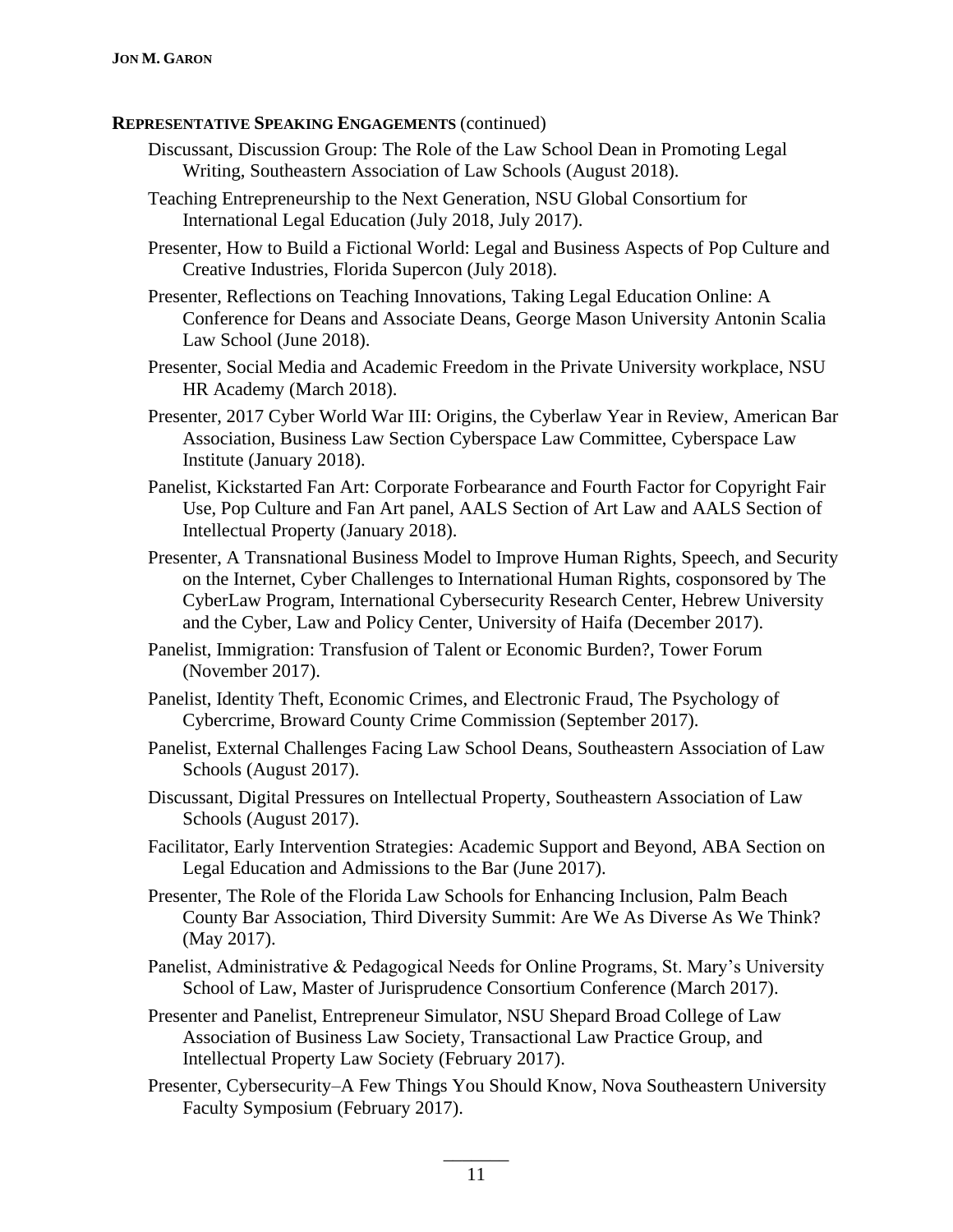**REPRESENTATIVE SPEAKING ENGAGEMENTS** (continued)

Discussant, Discussion Group: The Role of the Law School Dean in Promoting Legal Writing, Southeastern Association of Law Schools (August 2018).

Teaching Entrepreneurship to the Next Generation, NSU Global Consortium for International Legal Education (July 2018, July 2017).

Presenter, How to Build a Fictional World: Legal and Business Aspects of Pop Culture and Creative Industries, Florida Supercon (July 2018).

Presenter, Reflections on Teaching Innovations, Taking Legal Education Online: A Conference for Deans and Associate Deans, George Mason University Antonin Scalia Law School (June 2018).

Presenter, Social Media and Academic Freedom in the Private University workplace, NSU HR Academy (March 2018).

Presenter, 2017 Cyber World War III: Origins, the Cyberlaw Year in Review, American Bar Association, Business Law Section Cyberspace Law Committee, Cyberspace Law Institute (January 2018).

Panelist, Kickstarted Fan Art: Corporate Forbearance and Fourth Factor for Copyright Fair Use, Pop Culture and Fan Art panel, AALS Section of Art Law and AALS Section of Intellectual Property (January 2018).

Presenter, A Transnational Business Model to Improve Human Rights, Speech, and Security on the Internet, Cyber Challenges to International Human Rights, cosponsored by The CyberLaw Program, International Cybersecurity Research Center, Hebrew University and the Cyber, Law and Policy Center, University of Haifa (December 2017).

Panelist, Immigration: Transfusion of Talent or Economic Burden?, Tower Forum (November 2017).

Panelist, Identity Theft, Economic Crimes, and Electronic Fraud, The Psychology of Cybercrime, Broward County Crime Commission (September 2017).

Panelist, External Challenges Facing Law School Deans, Southeastern Association of Law Schools (August 2017).

Discussant, Digital Pressures on Intellectual Property, Southeastern Association of Law Schools (August 2017).

Facilitator, Early Intervention Strategies: Academic Support and Beyond, ABA Section on Legal Education and Admissions to the Bar (June 2017).

Presenter, The Role of the Florida Law Schools for Enhancing Inclusion, Palm Beach County Bar Association, Third Diversity Summit: Are We As Diverse As We Think? (May 2017).

Panelist, Administrative & Pedagogical Needs for Online Programs, St. Mary's University School of Law, Master of Jurisprudence Consortium Conference (March 2017).

Presenter and Panelist, Entrepreneur Simulator, NSU Shepard Broad College of Law Association of Business Law Society, Transactional Law Practice Group, and Intellectual Property Law Society (February 2017).

Presenter, Cybersecurity–A Few Things You Should Know, Nova Southeastern University Faculty Symposium (February 2017).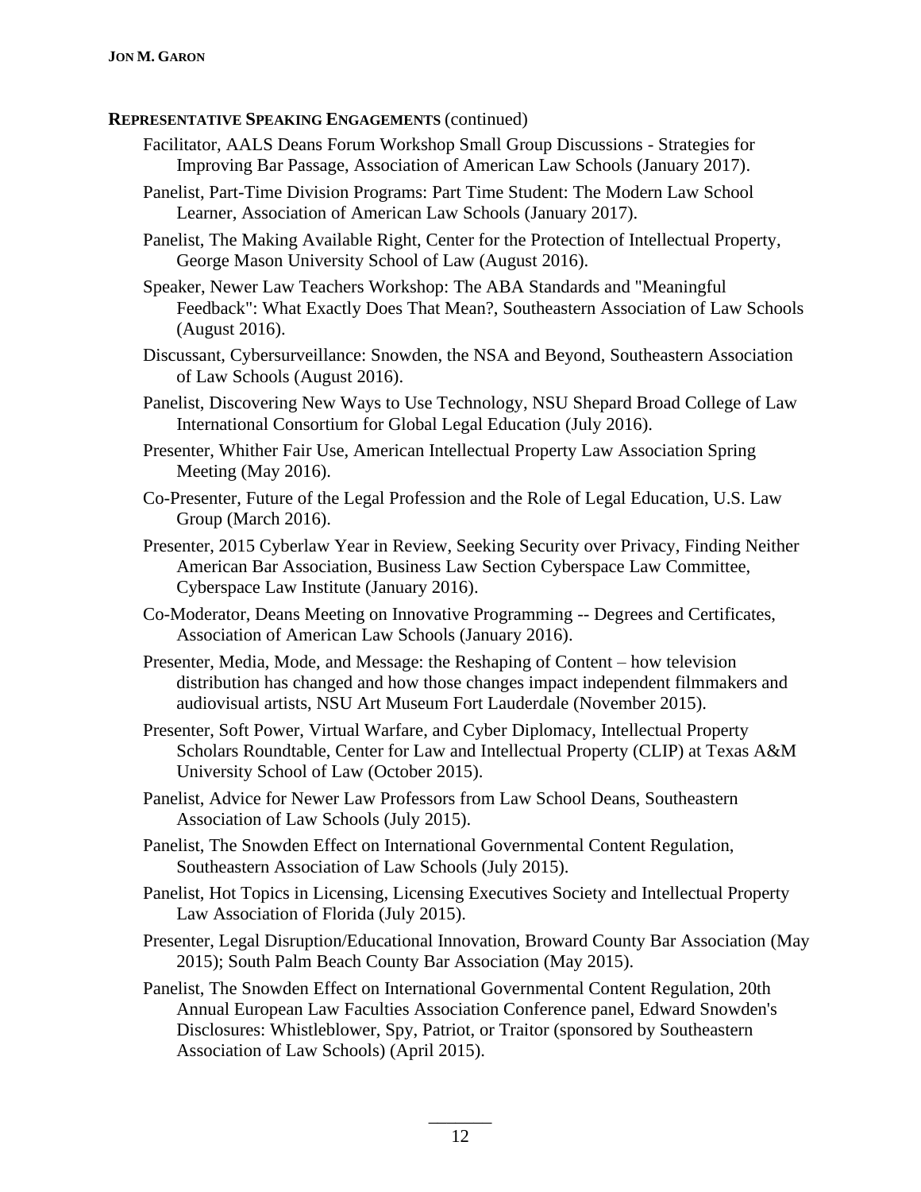**REPRESENTATIVE SPEAKING ENGAGEMENTS** (continued)

Facilitator, AALS Deans Forum Workshop Small Group Discussions - Strategies for Improving Bar Passage, Association of American Law Schools (January 2017).

Panelist, Part-Time Division Programs: Part Time Student: The Modern Law School Learner, Association of American Law Schools (January 2017).

Panelist, The Making Available Right, Center for the Protection of Intellectual Property, George Mason University School of Law (August 2016).

Speaker, Newer Law Teachers Workshop: The ABA Standards and "Meaningful Feedback": What Exactly Does That Mean?, Southeastern Association of Law Schools (August 2016).

Discussant, Cybersurveillance: Snowden, the NSA and Beyond, Southeastern Association of Law Schools (August 2016).

Panelist, Discovering New Ways to Use Technology, NSU Shepard Broad College of Law International Consortium for Global Legal Education (July 2016).

Presenter, Whither Fair Use, American Intellectual Property Law Association Spring Meeting (May 2016).

Co-Presenter, Future of the Legal Profession and the Role of Legal Education, U.S. Law Group (March 2016).

Presenter, 2015 Cyberlaw Year in Review, Seeking Security over Privacy, Finding Neither American Bar Association, Business Law Section Cyberspace Law Committee, Cyberspace Law Institute (January 2016).

Co-Moderator, Deans Meeting on Innovative Programming -- Degrees and Certificates, Association of American Law Schools (January 2016).

Presenter, Media, Mode, and Message: the Reshaping of Content – how television distribution has changed and how those changes impact independent filmmakers and audiovisual artists, NSU Art Museum Fort Lauderdale (November 2015).

Presenter, Soft Power, Virtual Warfare, and Cyber Diplomacy, Intellectual Property Scholars Roundtable, Center for Law and Intellectual Property (CLIP) at Texas A&M University School of Law (October 2015).

Panelist, Advice for Newer Law Professors from Law School Deans, Southeastern Association of Law Schools (July 2015).

Panelist, The Snowden Effect on International Governmental Content Regulation, Southeastern Association of Law Schools (July 2015).

Panelist, Hot Topics in Licensing, Licensing Executives Society and Intellectual Property Law Association of Florida (July 2015).

Presenter, Legal Disruption/Educational Innovation, Broward County Bar Association (May 2015); South Palm Beach County Bar Association (May 2015).

Panelist, The Snowden Effect on International Governmental Content Regulation, 20th Annual European Law Faculties Association Conference panel, Edward Snowden's Disclosures: Whistleblower, Spy, Patriot, or Traitor (sponsored by Southeastern Association of Law Schools) (April 2015).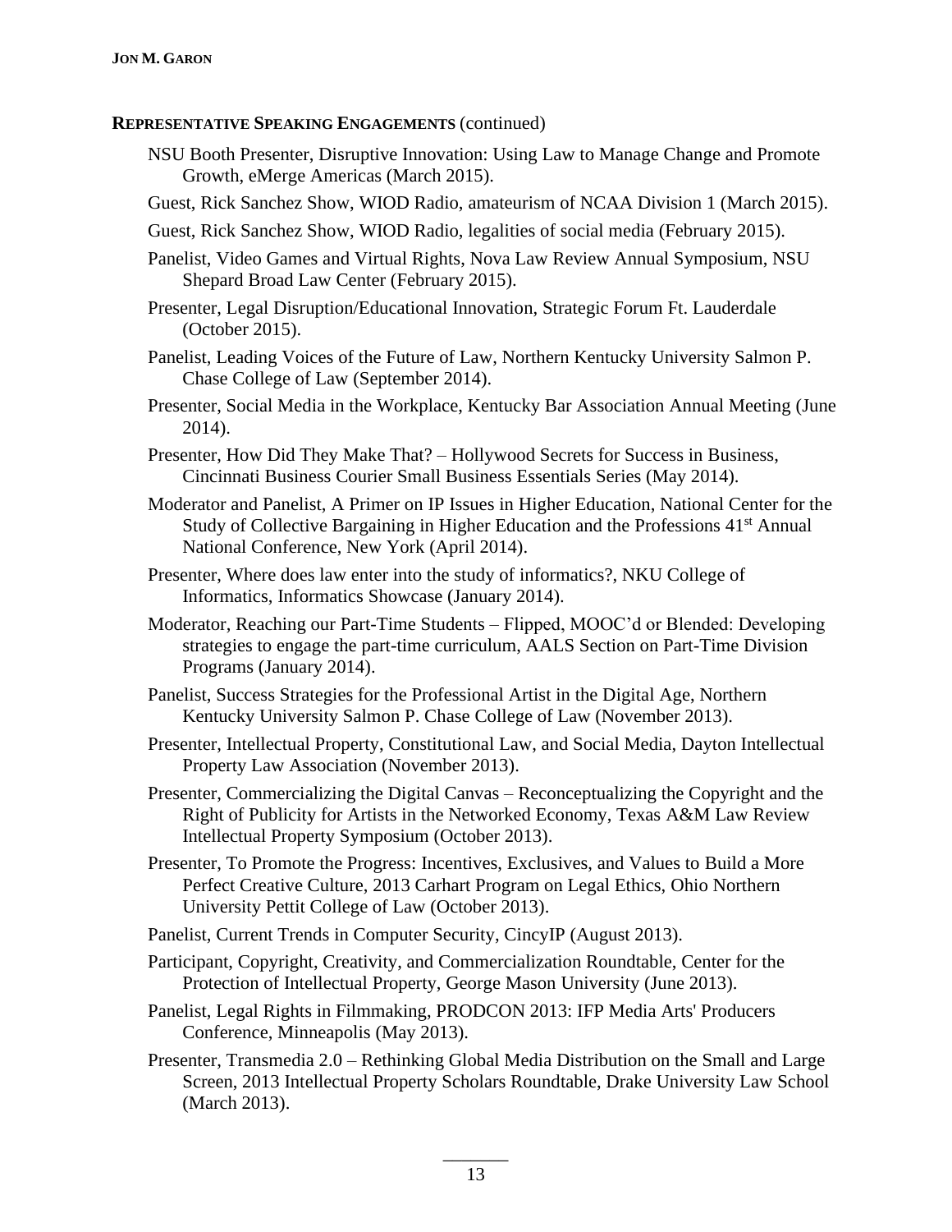**REPRESENTATIVE SPEAKING ENGAGEMENTS** (continued)

NSU Booth Presenter, Disruptive Innovation: Using Law to Manage Change and Promote Growth, eMerge Americas (March 2015).

Guest, Rick Sanchez Show, WIOD Radio, amateurism of NCAA Division 1 (March 2015).

Guest, Rick Sanchez Show, WIOD Radio, legalities of social media (February 2015).

Panelist, Video Games and Virtual Rights, Nova Law Review Annual Symposium, NSU Shepard Broad Law Center (February 2015).

Presenter, Legal Disruption/Educational Innovation, Strategic Forum Ft. Lauderdale (October 2015).

Panelist, Leading Voices of the Future of Law, Northern Kentucky University Salmon P. Chase College of Law (September 2014).

Presenter, Social Media in the Workplace, Kentucky Bar Association Annual Meeting (June 2014).

Presenter, How Did They Make That? – Hollywood Secrets for Success in Business, Cincinnati Business Courier Small Business Essentials Series (May 2014).

Moderator and Panelist, A Primer on IP Issues in Higher Education, National Center for the Study of Collective Bargaining in Higher Education and the Professions 41st Annual National Conference, New York (April 2014).

Presenter, Where does law enter into the study of informatics?, NKU College of Informatics, Informatics Showcase (January 2014).

Moderator, Reaching our Part-Time Students – Flipped, MOOC'd or Blended: Developing strategies to engage the part-time curriculum, AALS Section on Part-Time Division Programs (January 2014).

Panelist, Success Strategies for the Professional Artist in the Digital Age, Northern Kentucky University Salmon P. Chase College of Law (November 2013).

Presenter, Intellectual Property, Constitutional Law, and Social Media, Dayton Intellectual Property Law Association (November 2013).

Presenter, Commercializing the Digital Canvas – Reconceptualizing the Copyright and the Right of Publicity for Artists in the Networked Economy, Texas A&M Law Review Intellectual Property Symposium (October 2013).

Presenter, To Promote the Progress: Incentives, Exclusives, and Values to Build a More Perfect Creative Culture, 2013 Carhart Program on Legal Ethics, Ohio Northern University Pettit College of Law (October 2013).

Panelist, Current Trends in Computer Security, CincyIP (August 2013).

Participant, Copyright, Creativity, and Commercialization Roundtable, Center for the Protection of Intellectual Property, George Mason University (June 2013).

Panelist, Legal Rights in Filmmaking, PRODCON 2013: IFP Media Arts' Producers Conference, Minneapolis (May 2013).

Presenter, Transmedia 2.0 – Rethinking Global Media Distribution on the Small and Large Screen, 2013 Intellectual Property Scholars Roundtable, Drake University Law School (March 2013).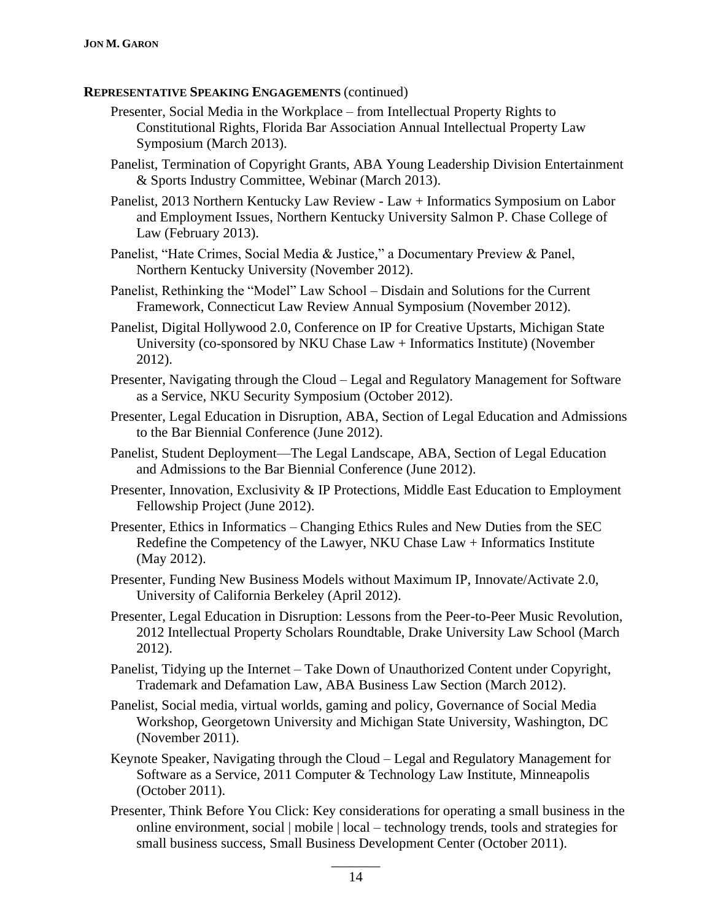**REPRESENTATIVE SPEAKING ENGAGEMENTS** (continued)

Presenter, Social Media in the Workplace – from Intellectual Property Rights to Constitutional Rights, Florida Bar Association Annual Intellectual Property Law Symposium (March 2013).

Panelist, Termination of Copyright Grants, ABA Young Leadership Division Entertainment & Sports Industry Committee, Webinar (March 2013).

Panelist, 2013 Northern Kentucky Law Review - Law + Informatics Symposium on Labor and Employment Issues, Northern Kentucky University Salmon P. Chase College of Law (February 2013).

Panelist, "Hate Crimes, Social Media & Justice," a Documentary Preview & Panel, Northern Kentucky University (November 2012).

Panelist, Rethinking the "Model" Law School – Disdain and Solutions for the Current Framework, Connecticut Law Review Annual Symposium (November 2012).

Panelist, Digital Hollywood 2.0, Conference on IP for Creative Upstarts, Michigan State University (co-sponsored by NKU Chase Law + Informatics Institute) (November 2012).

Presenter, Navigating through the Cloud – Legal and Regulatory Management for Software as a Service, NKU Security Symposium (October 2012).

Presenter, Legal Education in Disruption, ABA, Section of Legal Education and Admissions to the Bar Biennial Conference (June 2012).

Panelist, Student Deployment—The Legal Landscape, ABA, Section of Legal Education and Admissions to the Bar Biennial Conference (June 2012).

Presenter, Innovation, Exclusivity & IP Protections, Middle East Education to Employment Fellowship Project (June 2012).

Presenter, Ethics in Informatics – Changing Ethics Rules and New Duties from the SEC Redefine the Competency of the Lawyer, NKU Chase Law + Informatics Institute (May 2012).

Presenter, Funding New Business Models without Maximum IP, Innovate/Activate 2.0, University of California Berkeley (April 2012).

Presenter, Legal Education in Disruption: Lessons from the Peer-to-Peer Music Revolution, 2012 Intellectual Property Scholars Roundtable, Drake University Law School (March 2012).

Panelist, Tidying up the Internet – Take Down of Unauthorized Content under Copyright, Trademark and Defamation Law, ABA Business Law Section (March 2012).

Panelist, Social media, virtual worlds, gaming and policy, Governance of Social Media Workshop, Georgetown University and Michigan State University, Washington, DC (November 2011).

Keynote Speaker, Navigating through the Cloud – Legal and Regulatory Management for Software as a Service, 2011 Computer & Technology Law Institute, Minneapolis (October 2011).

Presenter, Think Before You Click: Key considerations for operating a small business in the online environment, social | mobile | local – technology trends, tools and strategies for small business success, Small Business Development Center (October 2011).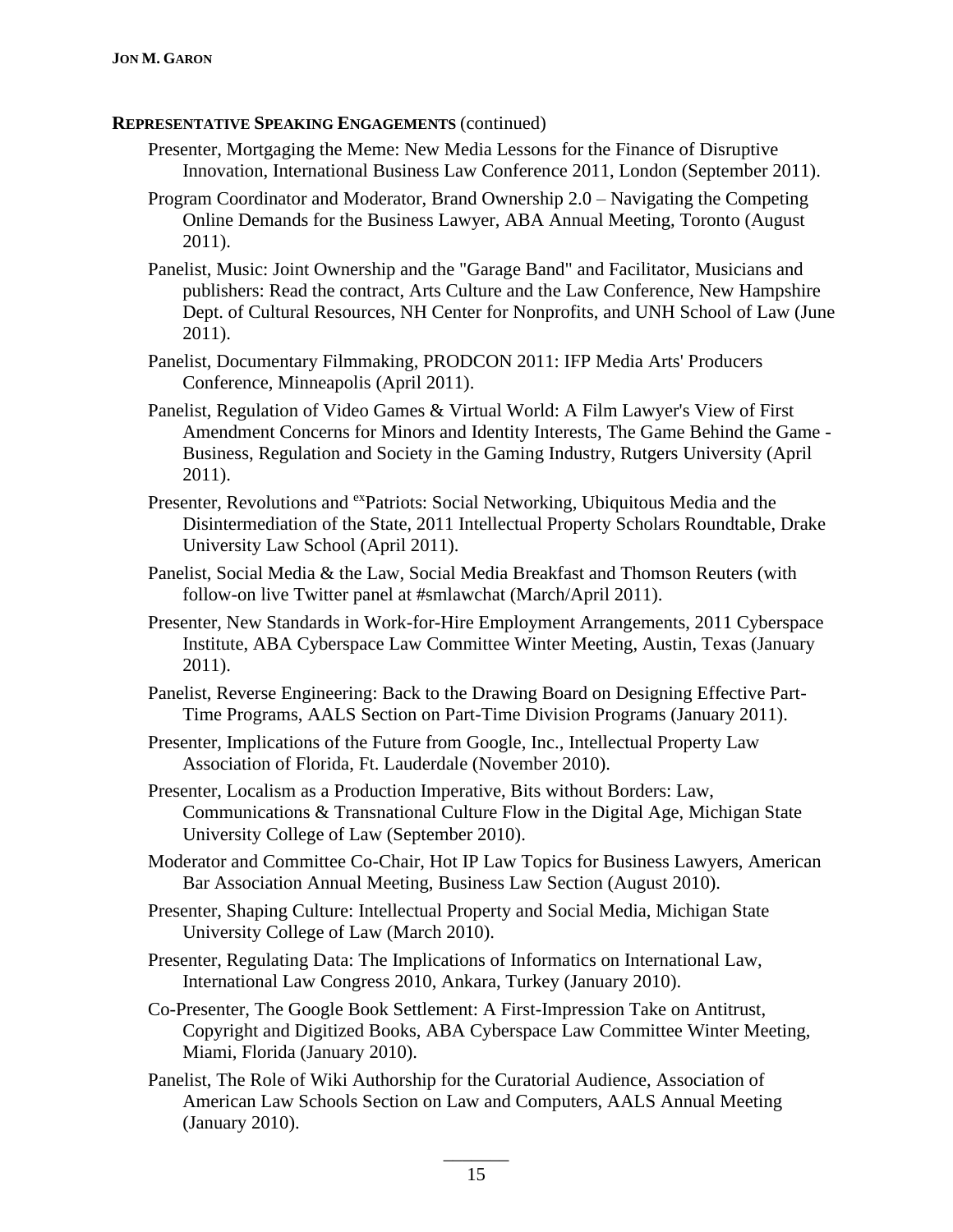**REPRESENTATIVE SPEAKING ENGAGEMENTS** (continued)

Presenter, Mortgaging the Meme: New Media Lessons for the Finance of Disruptive Innovation, International Business Law Conference 2011, London (September 2011).

Program Coordinator and Moderator, Brand Ownership 2.0 – Navigating the Competing Online Demands for the Business Lawyer, ABA Annual Meeting, Toronto (August 2011).

Panelist, Music: Joint Ownership and the "Garage Band" and Facilitator, Musicians and publishers: Read the contract, Arts Culture and the Law Conference, New Hampshire Dept. of Cultural Resources, NH Center for Nonprofits, and UNH School of Law (June 2011).

Panelist, Documentary Filmmaking, PRODCON 2011: IFP Media Arts' Producers Conference, Minneapolis (April 2011).

Panelist, Regulation of Video Games & Virtual World: A Film Lawyer's View of First Amendment Concerns for Minors and Identity Interests, The Game Behind the Game - Business, Regulation and Society in the Gaming Industry, Rutgers University (April 2011).

Presenter, Revolutions and [ex]Patriots: Social Networking, Ubiquitous Media and the Disintermediation of the State, 2011 Intellectual Property Scholars Roundtable, Drake University Law School (April 2011).

Panelist, Social Media & the Law, Social Media Breakfast and Thomson Reuters (with follow-on live Twitter panel at #smlawchat (March/April 2011).

Presenter, New Standards in Work-for-Hire Employment Arrangements, 2011 Cyberspace Institute, ABA Cyberspace Law Committee Winter Meeting, Austin, Texas (January 2011).

Panelist, Reverse Engineering: Back to the Drawing Board on Designing Effective Part-Time Programs, AALS Section on Part-Time Division Programs (January 2011).

Presenter, Implications of the Future from Google, Inc., Intellectual Property Law Association of Florida, Ft. Lauderdale (November 2010).

Presenter, Localism as a Production Imperative, Bits without Borders: Law, Communications & Transnational Culture Flow in the Digital Age, Michigan State University College of Law (September 2010).

Moderator and Committee Co-Chair, Hot IP Law Topics for Business Lawyers, American Bar Association Annual Meeting, Business Law Section (August 2010).

Presenter, Shaping Culture: Intellectual Property and Social Media, Michigan State University College of Law (March 2010).

Presenter, Regulating Data: The Implications of Informatics on International Law, International Law Congress 2010, Ankara, Turkey (January 2010).

Co-Presenter, The Google Book Settlement: A First-Impression Take on Antitrust, Copyright and Digitized Books, ABA Cyberspace Law Committee Winter Meeting, Miami, Florida (January 2010).

Panelist, The Role of Wiki Authorship for the Curatorial Audience, Association of American Law Schools Section on Law and Computers, AALS Annual Meeting (January 2010).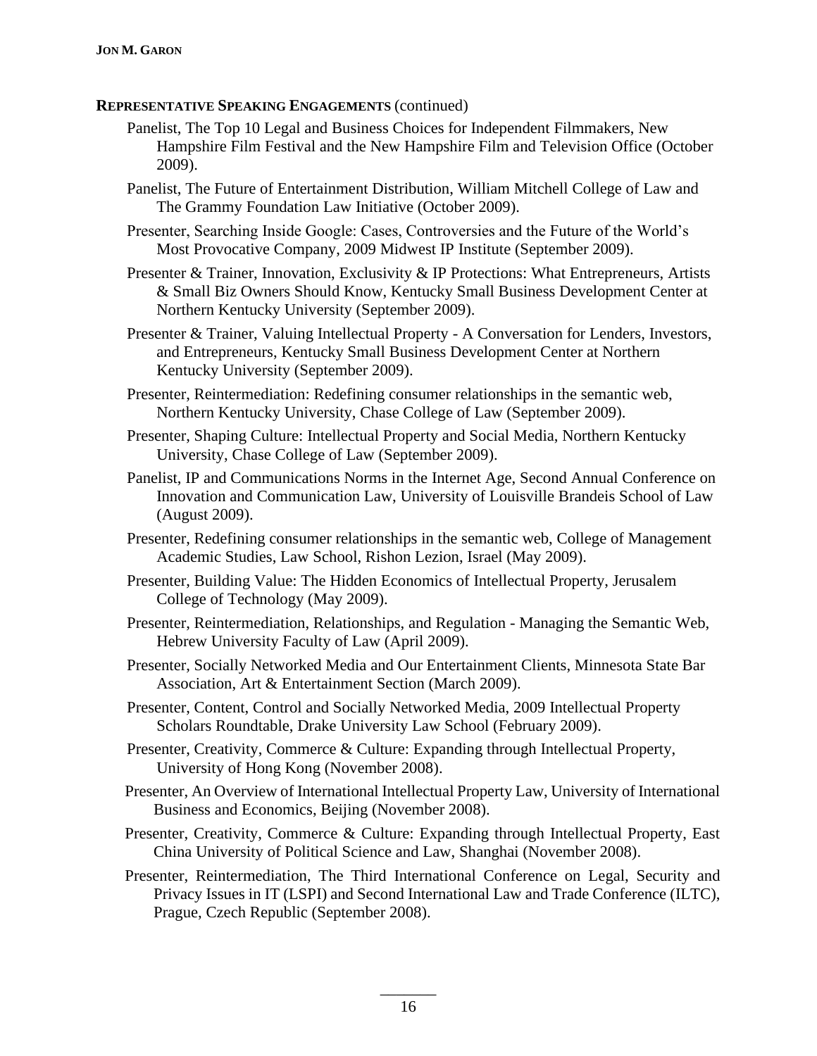**REPRESENTATIVE SPEAKING ENGAGEMENTS** (continued)

Panelist, The Top 10 Legal and Business Choices for Independent Filmmakers, New Hampshire Film Festival and the New Hampshire Film and Television Office (October 2009).

Panelist, The Future of Entertainment Distribution, William Mitchell College of Law and The Grammy Foundation Law Initiative (October 2009).

Presenter, Searching Inside Google: Cases, Controversies and the Future of the World's Most Provocative Company, 2009 Midwest IP Institute (September 2009).

Presenter & Trainer, Innovation, Exclusivity & IP Protections: What Entrepreneurs, Artists & Small Biz Owners Should Know, Kentucky Small Business Development Center at Northern Kentucky University (September 2009).

Presenter & Trainer, Valuing Intellectual Property - A Conversation for Lenders, Investors, and Entrepreneurs, Kentucky Small Business Development Center at Northern Kentucky University (September 2009).

Presenter, Reintermediation: Redefining consumer relationships in the semantic web, Northern Kentucky University, Chase College of Law (September 2009).

Presenter, Shaping Culture: Intellectual Property and Social Media, Northern Kentucky University, Chase College of Law (September 2009).

Panelist, IP and Communications Norms in the Internet Age, Second Annual Conference on Innovation and Communication Law, University of Louisville Brandeis School of Law (August 2009).

Presenter, Redefining consumer relationships in the semantic web, College of Management Academic Studies, Law School, Rishon Lezion, Israel (May 2009).

Presenter, Building Value: The Hidden Economics of Intellectual Property, Jerusalem College of Technology (May 2009).

Presenter, Reintermediation, Relationships, and Regulation - Managing the Semantic Web, Hebrew University Faculty of Law (April 2009).

Presenter, Socially Networked Media and Our Entertainment Clients, Minnesota State Bar Association, Art & Entertainment Section (March 2009).

Presenter, Content, Control and Socially Networked Media, 2009 Intellectual Property Scholars Roundtable, Drake University Law School (February 2009).

Presenter, Creativity, Commerce & Culture: Expanding through Intellectual Property, University of Hong Kong (November 2008).

Presenter, An Overview of International Intellectual Property Law, University of International Business and Economics, Beijing (November 2008).

Presenter, Creativity, Commerce & Culture: Expanding through Intellectual Property, East China University of Political Science and Law, Shanghai (November 2008).

Presenter, Reintermediation, The Third International Conference on Legal, Security and Privacy Issues in IT (LSPI) and Second International Law and Trade Conference (ILTC), Prague, Czech Republic (September 2008).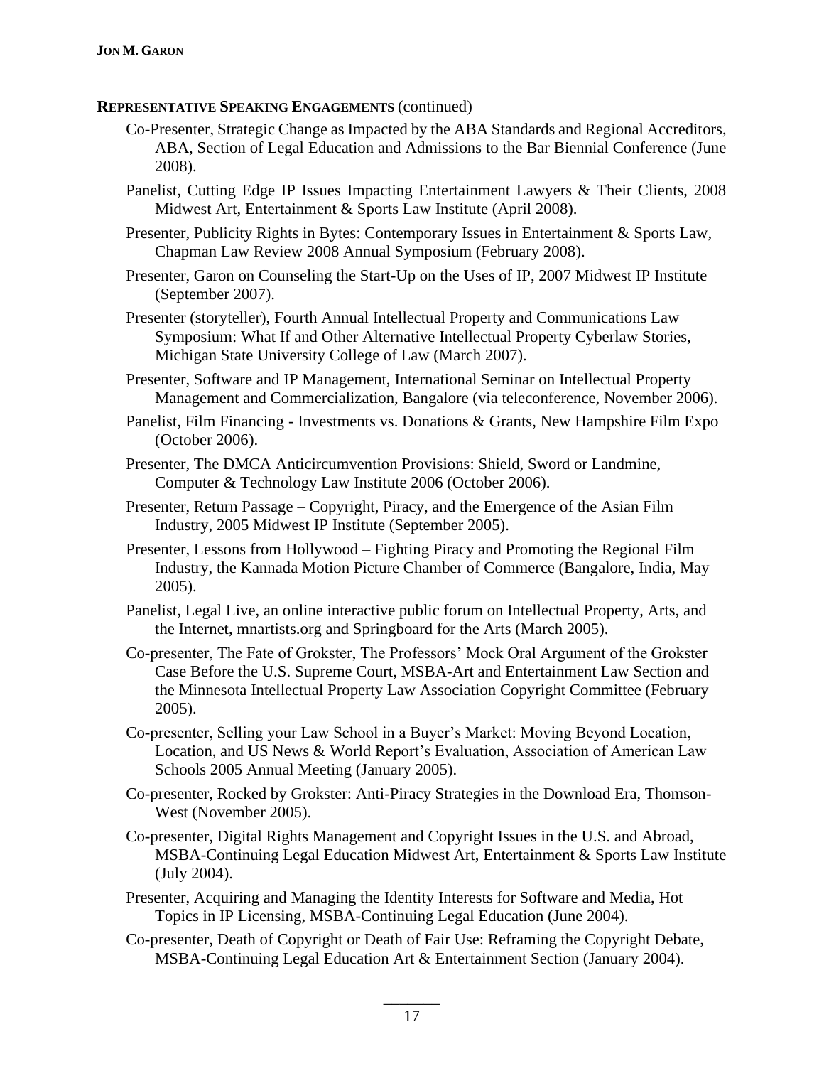**REPRESENTATIVE SPEAKING ENGAGEMENTS** (continued)

- Co-Presenter, Strategic Change as Impacted by the ABA Standards and Regional Accreditors, ABA, Section of Legal Education and Admissions to the Bar Biennial Conference (June 2008).
- Panelist, Cutting Edge IP Issues Impacting Entertainment Lawyers & Their Clients, 2008 Midwest Art, Entertainment & Sports Law Institute (April 2008).
- Presenter, Publicity Rights in Bytes: Contemporary Issues in Entertainment & Sports Law, Chapman Law Review 2008 Annual Symposium (February 2008).
- Presenter, Garon on Counseling the Start-Up on the Uses of IP, 2007 Midwest IP Institute (September 2007).
- Presenter (storyteller), Fourth Annual Intellectual Property and Communications Law Symposium: What If and Other Alternative Intellectual Property Cyberlaw Stories, Michigan State University College of Law (March 2007).
- Presenter, Software and IP Management, International Seminar on Intellectual Property Management and Commercialization, Bangalore (via teleconference, November 2006).
- Panelist, Film Financing - Investments vs. Donations & Grants, New Hampshire Film Expo (October 2006).
- Presenter, The DMCA Anticircumvention Provisions: Shield, Sword or Landmine, Computer & Technology Law Institute 2006 (October 2006).
- Presenter, Return Passage – Copyright, Piracy, and the Emergence of the Asian Film Industry, 2005 Midwest IP Institute (September 2005).
- Presenter, Lessons from Hollywood – Fighting Piracy and Promoting the Regional Film Industry, the Kannada Motion Picture Chamber of Commerce (Bangalore, India, May 2005).
- Panelist, Legal Live, an online interactive public forum on Intellectual Property, Arts, and the Internet, mnartists.org and Springboard for the Arts (March 2005).
- Co-presenter, The Fate of Grokster, The Professors' Mock Oral Argument of the Grokster Case Before the U.S. Supreme Court, MSBA-Art and Entertainment Law Section and the Minnesota Intellectual Property Law Association Copyright Committee (February 2005).
- Co-presenter, Selling your Law School in a Buyer's Market: Moving Beyond Location, Location, and US News & World Report's Evaluation, Association of American Law Schools 2005 Annual Meeting (January 2005).
- Co-presenter, Rocked by Grokster: Anti-Piracy Strategies in the Download Era, Thomson-West (November 2005).
- Co-presenter, Digital Rights Management and Copyright Issues in the U.S. and Abroad, MSBA-Continuing Legal Education Midwest Art, Entertainment & Sports Law Institute (July 2004).
- Presenter, Acquiring and Managing the Identity Interests for Software and Media, Hot Topics in IP Licensing, MSBA-Continuing Legal Education (June 2004).
- Co-presenter, Death of Copyright or Death of Fair Use: Reframing the Copyright Debate, MSBA-Continuing Legal Education Art & Entertainment Section (January 2004).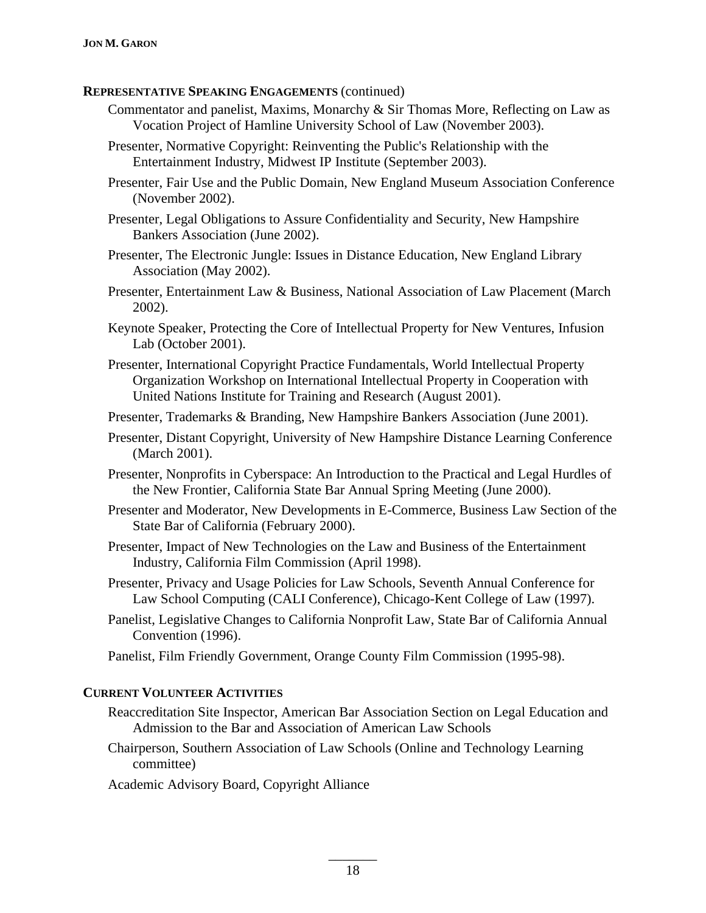## Representative Speaking Engagements (continued)

Commentator and panelist, Maxims, Monarchy & Sir Thomas More, Reflecting on Law as Vocation Project of Hamline University School of Law (November 2003).

Presenter, Normative Copyright: Reinventing the Public's Relationship with the Entertainment Industry, Midwest IP Institute (September 2003).

Presenter, Fair Use and the Public Domain, New England Museum Association Conference (November 2002).

Presenter, Legal Obligations to Assure Confidentiality and Security, New Hampshire Bankers Association (June 2002).

Presenter, The Electronic Jungle: Issues in Distance Education, New England Library Association (May 2002).

Presenter, Entertainment Law & Business, National Association of Law Placement (March 2002).

Keynote Speaker, Protecting the Core of Intellectual Property for New Ventures, Infusion Lab (October 2001).

Presenter, International Copyright Practice Fundamentals, World Intellectual Property Organization Workshop on International Intellectual Property in Cooperation with United Nations Institute for Training and Research (August 2001).

Presenter, Trademarks & Branding, New Hampshire Bankers Association (June 2001).

Presenter, Distant Copyright, University of New Hampshire Distance Learning Conference (March 2001).

Presenter, Nonprofits in Cyberspace: An Introduction to the Practical and Legal Hurdles of the New Frontier, California State Bar Annual Spring Meeting (June 2000).

Presenter and Moderator, New Developments in E-Commerce, Business Law Section of the State Bar of California (February 2000).

Presenter, Impact of New Technologies on the Law and Business of the Entertainment Industry, California Film Commission (April 1998).

Presenter, Privacy and Usage Policies for Law Schools, Seventh Annual Conference for Law School Computing (CALI Conference), Chicago-Kent College of Law (1997).

Panelist, Legislative Changes to California Nonprofit Law, State Bar of California Annual Convention (1996).

Panelist, Film Friendly Government, Orange County Film Commission (1995-98).

## Current Volunteer Activities

Reaccreditation Site Inspector, American Bar Association Section on Legal Education and Admission to the Bar and Association of American Law Schools

Chairperson, Southern Association of Law Schools (Online and Technology Learning committee)

Academic Advisory Board, Copyright Alliance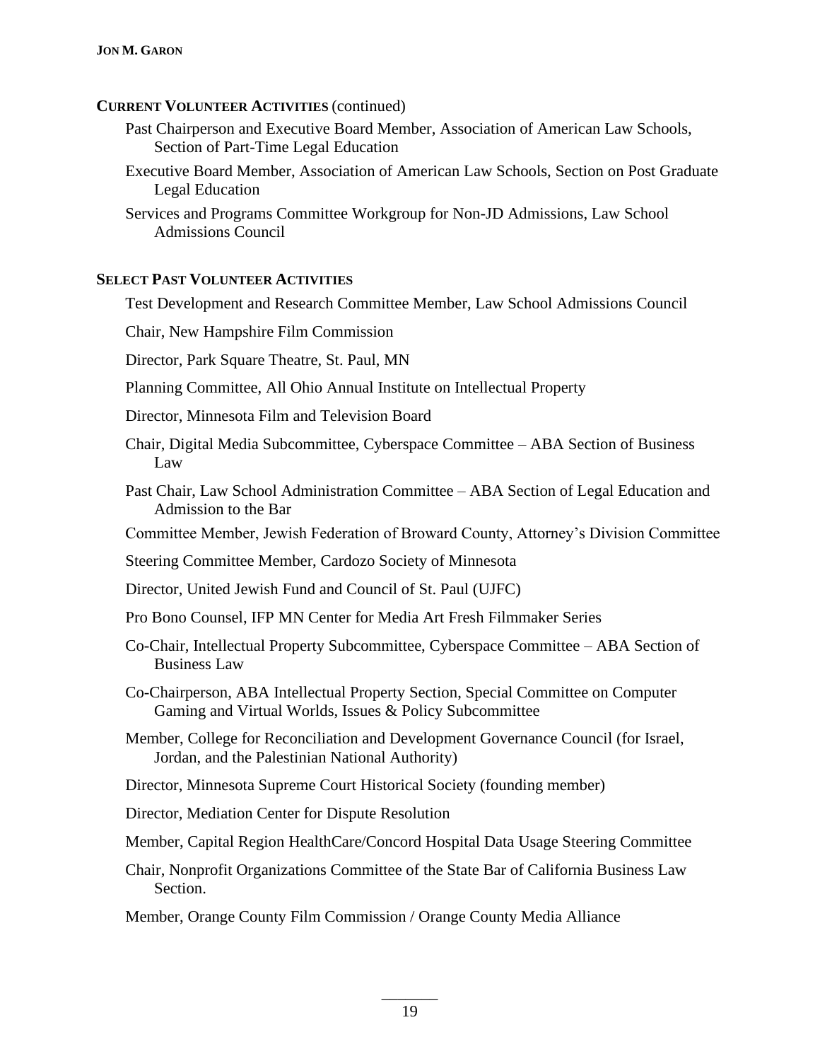## CURRENT VOLUNTEER ACTIVITIES (continued)

Past Chairperson and Executive Board Member, Association of American Law Schools, Section of Part-Time Legal Education

Executive Board Member, Association of American Law Schools, Section on Post Graduate Legal Education

Services and Programs Committee Workgroup for Non-JD Admissions, Law School Admissions Council

## SELECT PAST VOLUNTEER ACTIVITIES

Test Development and Research Committee Member, Law School Admissions Council

Chair, New Hampshire Film Commission

Director, Park Square Theatre, St. Paul, MN

Planning Committee, All Ohio Annual Institute on Intellectual Property

Director, Minnesota Film and Television Board

Chair, Digital Media Subcommittee, Cyberspace Committee – ABA Section of Business Law

Past Chair, Law School Administration Committee – ABA Section of Legal Education and Admission to the Bar

Committee Member, Jewish Federation of Broward County, Attorney's Division Committee

Steering Committee Member, Cardozo Society of Minnesota

Director, United Jewish Fund and Council of St. Paul (UJFC)

Pro Bono Counsel, IFP MN Center for Media Art Fresh Filmmaker Series

Co-Chair, Intellectual Property Subcommittee, Cyberspace Committee – ABA Section of Business Law

Co-Chairperson, ABA Intellectual Property Section, Special Committee on Computer Gaming and Virtual Worlds, Issues & Policy Subcommittee

Member, College for Reconciliation and Development Governance Council (for Israel, Jordan, and the Palestinian National Authority)

Director, Minnesota Supreme Court Historical Society (founding member)

Director, Mediation Center for Dispute Resolution

Member, Capital Region HealthCare/Concord Hospital Data Usage Steering Committee

Chair, Nonprofit Organizations Committee of the State Bar of California Business Law Section.

Member, Orange County Film Commission / Orange County Media Alliance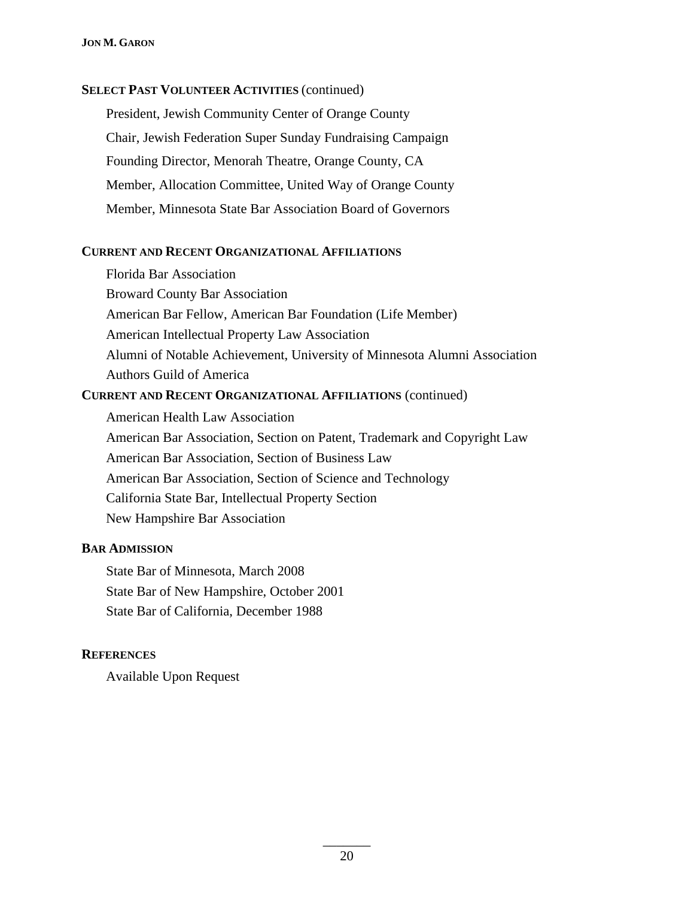## SELECT PAST VOLUNTEER ACTIVITIES (continued)

President, Jewish Community Center of Orange County

Chair, Jewish Federation Super Sunday Fundraising Campaign

Founding Director, Menorah Theatre, Orange County, CA

Member, Allocation Committee, United Way of Orange County

Member, Minnesota State Bar Association Board of Governors

## CURRENT AND RECENT ORGANIZATIONAL AFFILIATIONS

Florida Bar Association
Broward County Bar Association
American Bar Fellow, American Bar Foundation (Life Member)
American Intellectual Property Law Association
Alumni of Notable Achievement, University of Minnesota Alumni Association
Authors Guild of America

## CURRENT AND RECENT ORGANIZATIONAL AFFILIATIONS (continued)

American Health Law Association
American Bar Association, Section on Patent, Trademark and Copyright Law
American Bar Association, Section of Business Law
American Bar Association, Section of Science and Technology
California State Bar, Intellectual Property Section
New Hampshire Bar Association

## BAR ADMISSION

State Bar of Minnesota, March 2008
State Bar of New Hampshire, October 2001
State Bar of California, December 1988

## REFERENCES

Available Upon Request